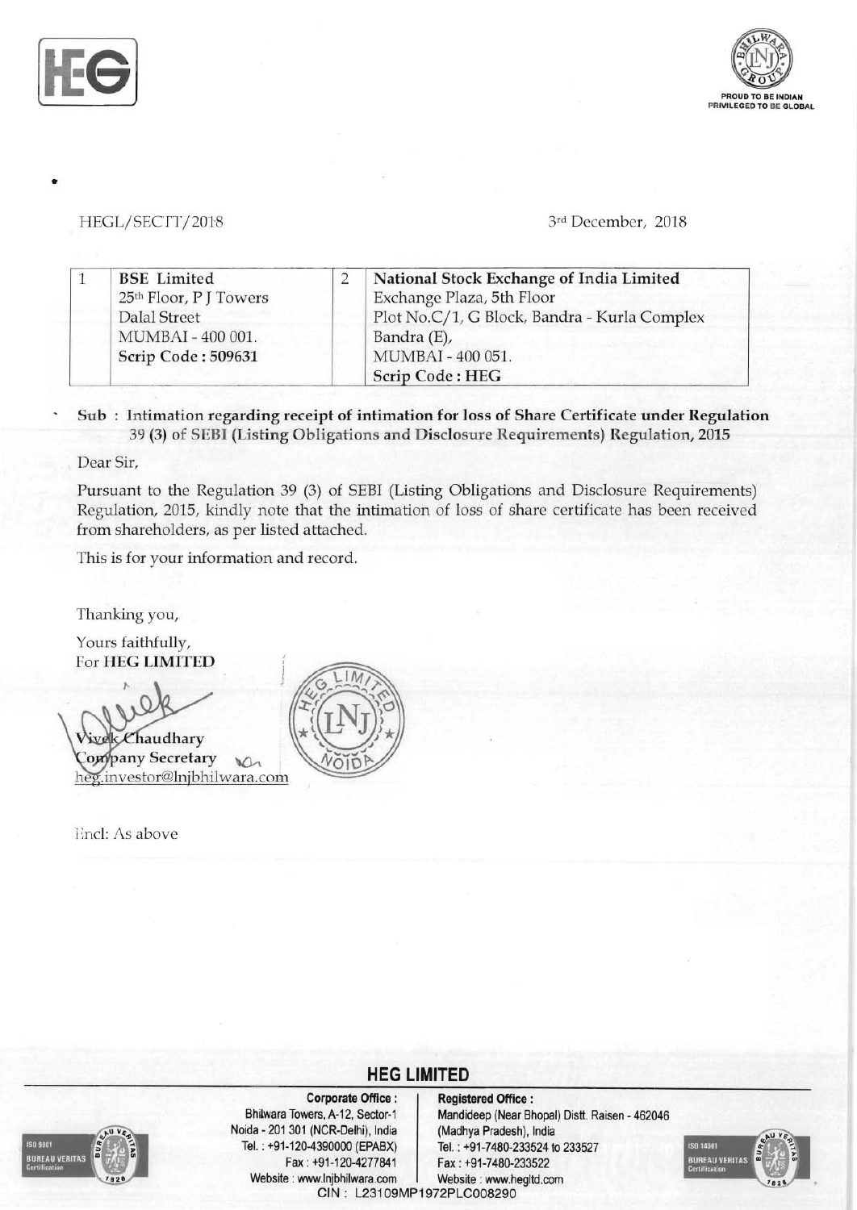HEGL/SECTT/2018

3rd December, 2018

| 1 | **BSE Limited**<br>25th Floor, P J Towers<br>Dalal Street<br>MUMBAI - 400 001.<br>**Scrip Code : 509631** | 2 | **National Stock Exchange of India Limited**<br>Exchange Plaza, 5th Floor<br>Plot No.C/1, G Block, Bandra - Kurla Complex<br>Bandra (E),<br>MUMBAI - 400 051.<br>**Scrip Code : HEG** |
|---|---|---|---|

**Sub : Intimation regarding receipt of intimation for loss of Share Certificate under Regulation 39 (3) of SEBI (Listing Obligations and Disclosure Requirements) Regulation, 2015**

Dear Sir,

Pursuant to the Regulation 39 (3) of SEBI (Listing Obligations and Disclosure Requirements) Regulation, 2015, kindly note that the intimation of loss of share certificate has been received from shareholders, as per listed attached.

This is for your information and record.

Thanking you,

Yours faithfully,
For **HEG LIMITED**

**Vivek Chaudhary**
**Company Secretary**
heg.investor@lnjbhilwara.com

Encl: As above

**HEG LIMITED**

**Corporate Office :**
Bhilwara Towers, A-12, Sector-1
Noida - 201 301 (NCR-Delhi), India
Tel. : +91-120-4390000 (EPABX)
Fax : +91-120-4277841
Website : www.lnjbhilwara.com

**Registered Office :**
Mandideep (Near Bhopal) Distt. Raisen - 462046
(Madhya Pradesh), India
Tel. : +91-7480-233524 to 233527
Fax : +91-7480-233522
Website : www.hegltd.com

CIN : L23109MP1972PLC008290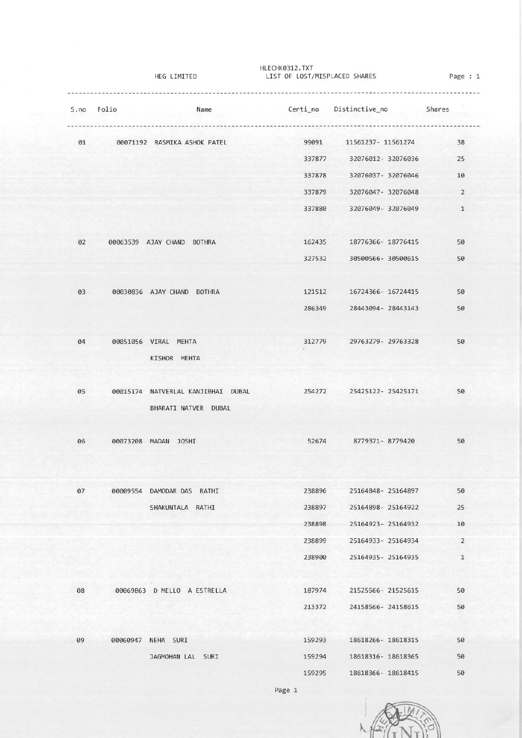HLECHK0312.TXT

HEG LIMITED

LIST OF LOST/MISPLACED SHARES

| S.no | Folio | Name | Certi_no | Distinctive_no | Shares |
|---|---|---|---|---|---|
| 01 | 00071192 | RASMIKA ASHOK PATEL | 99091 | 11561237- 11561274 | 38 |
| | | | 337877 | 32076012- 32076036 | 25 |
| | | | 337878 | 32076037- 32076046 | 10 |
| | | | 337879 | 32076047- 32076048 | 2 |
| | | | 337880 | 32076049- 32076049 | 1 |
| 02 | 00063539 | AJAY CHAND BOTHRA | 162435 | 18776366- 18776415 | 50 |
| | | | 327532 | 30500566- 30500615 | 50 |
| 03 | 00030836 | AJAY CHAND BOTHRA | 121512 | 16724366- 16724415 | 50 |
| | | | 286349 | 28443094- 28443143 | 50 |
| 04 | 00051056 | VIRAL MEHTA | 312779 | 29763279- 29763328 | 50 |
| | | KISHOR MEHTA | | | |
| 05 | 00015174 | NATVERLAL KANJIBHAI DUBAL | 254272 | 25425122- 25425171 | 50 |
| | | BHARATI NATVER DUBAL | | | |
| 06 | 00073208 | MADAN JOSHI | 52674 | 8779371- 8779420 | 50 |
| 07 | 00009554 | DAMODAR DAS RATHI | 238896 | 25164848- 25164897 | 50 |
| | | SHAKUNTALA RATHI | 238897 | 25164898- 25164922 | 25 |
| | | | 238898 | 25164923- 25164932 | 10 |
| | | | 238899 | 25164933- 25164934 | 2 |
| | | | 238900 | 25164935- 25164935 | 1 |
| 08 | 00069863 | D MELLO A ESTRELLA | 187974 | 21525566- 21525615 | 50 |
| | | | 213372 | 24158566- 24158615 | 50 |
| 09 | 00060947 | NEHA SURI | 159293 | 18618266- 18618315 | 50 |
| | | JAGMOHAN LAL SURI | 159294 | 18618316- 18618365 | 50 |
| | | | 159295 | 18618366- 18618415 | 50 |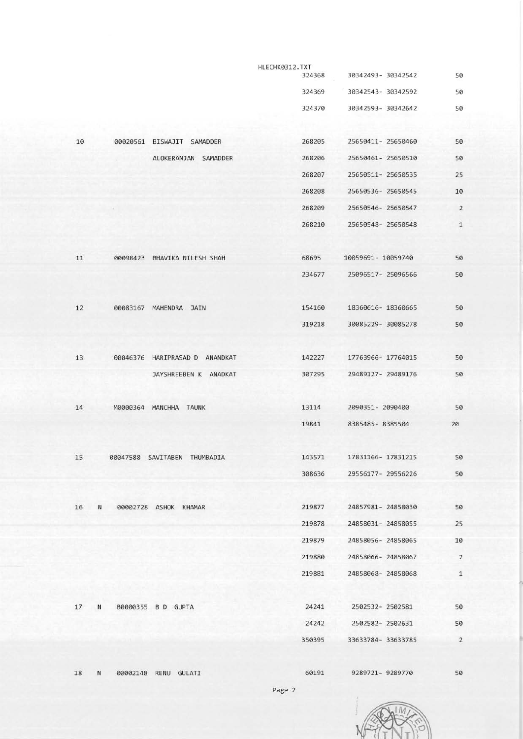HLECHK0312.TXT

| | | | | | |
|---|---|---|---|---|---|
| | | | 324368 | 30342493- 30342542 | 50 |
| | | | 324369 | 30342543- 30342592 | 50 |
| | | | 324370 | 30342593- 30342642 | 50 |
| 10 | | 00020561 BISWAJIT SAMADDER | 268205 | 25650411- 25650460 | 50 |
| | | ALOKERANJAN SAMADDER | 268206 | 25650461- 25650510 | 50 |
| | | | 268207 | 25650511- 25650535 | 25 |
| | | | 268208 | 25650536- 25650545 | 10 |
| | | | 268209 | 25650546- 25650547 | 2 |
| | | | 268210 | 25650548- 25650548 | 1 |
| 11 | | 00098423 BHAVIKA NILESH SHAH | 68695 | 10059691- 10059740 | 50 |
| | | | 234677 | 25096517- 25096566 | 50 |
| 12 | | 00083167 MAHENDRA JAIN | 154160 | 18360616- 18360665 | 50 |
| | | | 319218 | 30085229- 30085278 | 50 |
| 13 | | 00046376 HARIPRASAD D ANANDKAT | 142227 | 17763966- 17764015 | 50 |
| | | JAYSHREEBEN K ANADKAT | 307295 | 29489127- 29489176 | 50 |
| 14 | | M0000364 MANCHHA TAUNK | 13114 | 2090351- 2090400 | 50 |
| | | | 19841 | 8385485- 8385504 | 20 |
| 15 | | 00047588 SAVITABEN THUMBADIA | 143571 | 17831166- 17831215 | 50 |
| | | | 308636 | 29556177- 29556226 | 50 |
| 16 | N | 00002728 ASHOK KHAMAR | 219877 | 24857981- 24858030 | 50 |
| | | | 219878 | 24858031- 24858055 | 25 |
| | | | 219879 | 24858056- 24858065 | 10 |
| | | | 219880 | 24858066- 24858067 | 2 |
| | | | 219881 | 24858068- 24858068 | 1 |
| 17 | N | B0000355 B D GUPTA | 24241 | 2502532- 2502581 | 50 |
| | | | 24242 | 2502582- 2502631 | 50 |
| | | | 350395 | 33633784- 33633785 | 2 |
| 18 | N | 00002148 RENU GULATI | 60191 | 9289721- 9289770 | 50 |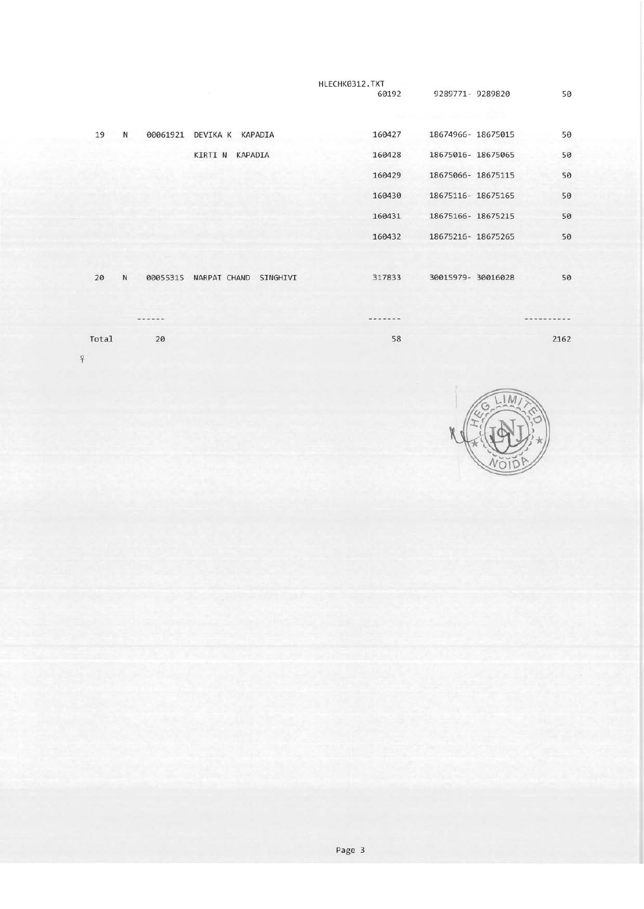HLECHK0312.TXT

| | | | | | | |
|---|---|---|---|---|---|---|
| | | | | 60192 | 9289771- 9289820 | 50 |
| 19 | N | 00061921 | DEVIKA K KAPADIA | 160427 | 18674966- 18675015 | 50 |
| | | | KIRTI N KAPADIA | 160428 | 18675016- 18675065 | 50 |
| | | | | 160429 | 18675066- 18675115 | 50 |
| | | | | 160430 | 18675116- 18675165 | 50 |
| | | | | 160431 | 18675166- 18675215 | 50 |
| | | | | 160432 | 18675216- 18675265 | 50 |
| 20 | N | 00055315 | NARPAT CHAND SINGHIVI | 317833 | 30015979- 30016028 | 50 |
| | | ------ | | ------- | | ---------- |
| Total | | 20 | | 58 | | 2162 |

HEG LIMITED NOIDA